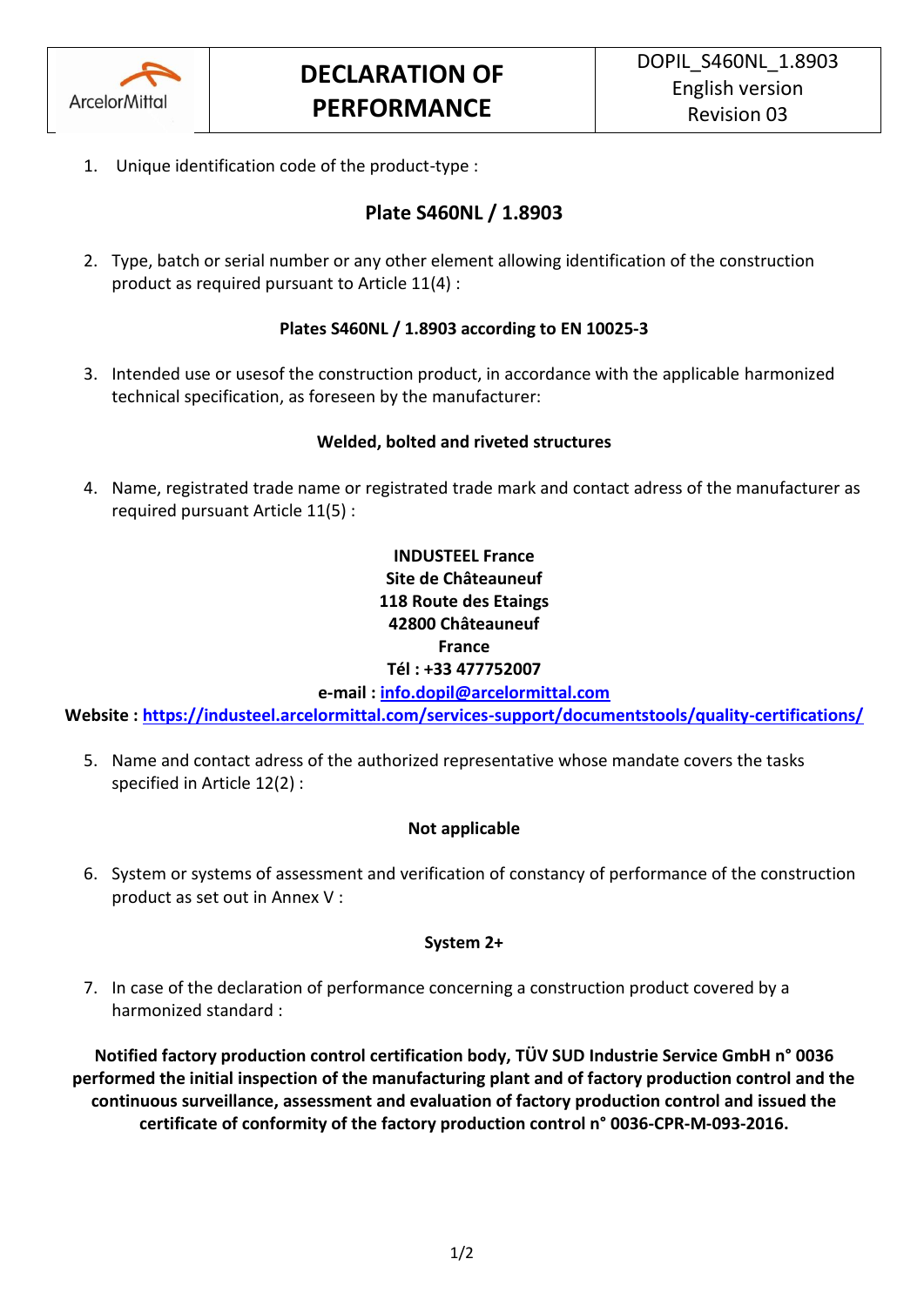| ArcelorMittal | DECLARATION OF PERFORMANCE | DOPIL_S460NL_1.8903<br>English version<br>Revision 03 |
|---|---|---|

1. Unique identification code of the product-type :

## Plate S460NL / 1.8903

2. Type, batch or serial number or any other element allowing identification of the construction product as required pursuant to Article 11(4) :

**Plates S460NL / 1.8903 according to EN 10025-3**

3. Intended use or usesof the construction product, in accordance with the applicable harmonized technical specification, as foreseen by the manufacturer:

**Welded, bolted and riveted structures**

4. Name, registrated trade name or registrated trade mark and contact adress of the manufacturer as required pursuant Article 11(5) :

**INDUSTEEL France**
**Site de Châteauneuf**
**118 Route des Etaings**
**42800 Châteauneuf**
**France**
**Tél : +33 477752007**
**e-mail : [info.dopil@arcelormittal.com](mailto:info.dopil@arcelormittal.com)**
**Website : [https://industeel.arcelormittal.com/services-support/documentstools/quality-certifications/](https://industeel.arcelormittal.com/services-support/documentstools/quality-certifications/)**

5. Name and contact adress of the authorized representative whose mandate covers the tasks specified in Article 12(2) :

**Not applicable**

6. System or systems of assessment and verification of constancy of performance of the construction product as set out in Annex V :

**System 2+**

7. In case of the declaration of performance concerning a construction product covered by a harmonized standard :

**Notified factory production control certification body, TÜV SUD Industrie Service GmbH n° 0036 performed the initial inspection of the manufacturing plant and of factory production control and the continuous surveillance, assessment and evaluation of factory production control and issued the certificate of conformity of the factory production control n° 0036-CPR-M-093-2016.**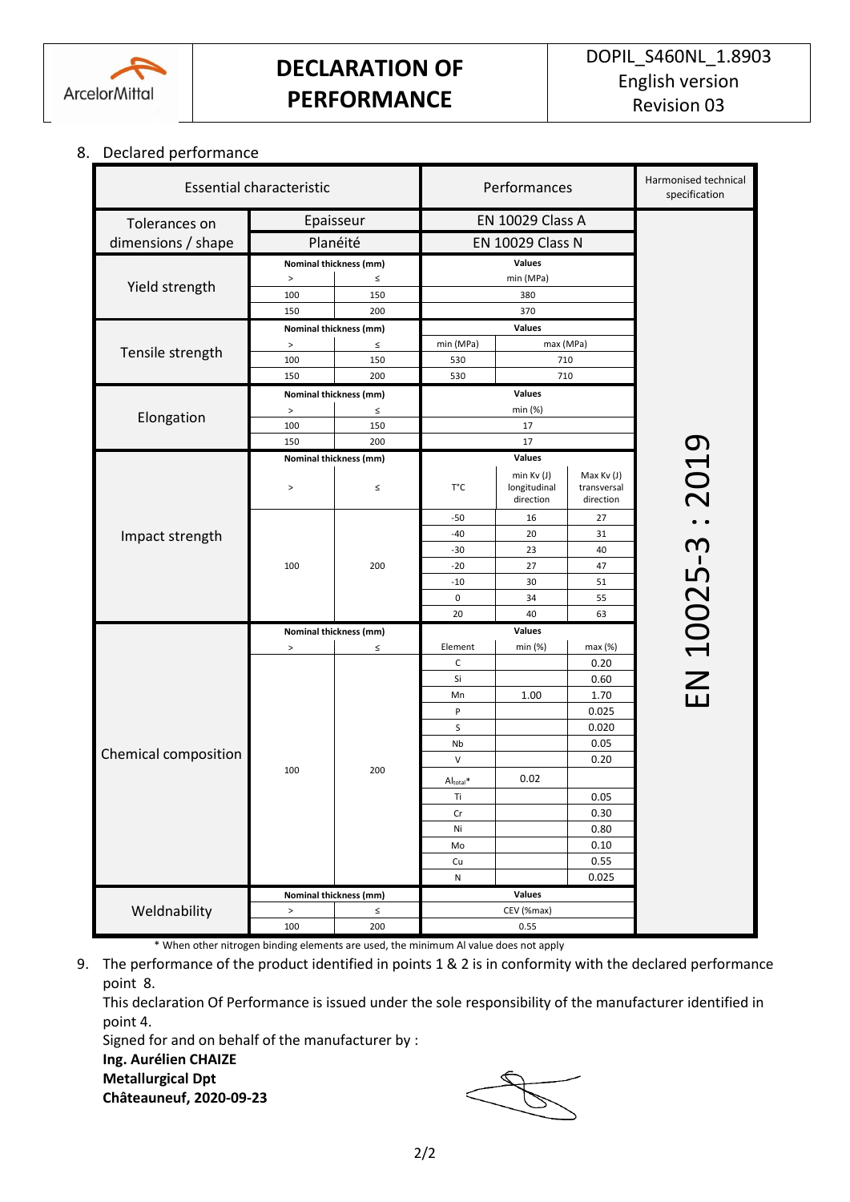DECLARATION OF PERFORMANCE

DOPIL_S460NL_1.8903
English version
Revision 03

8. Declared performance

| Essential characteristic | | | Performances | | | Harmonised technical specification |
|---|---|---|---|---|---|---|
| Tolerances on dimensions / shape | Epaisseur | | EN 10029 Class A | | | EN 10025-3 : 2019 |
| | Planéité | | EN 10029 Class N | | | |
| Yield strength | Nominal thickness (mm) | | Values | | | |
| | > | ≤ | min (MPa) | | | |
| | 100 | 150 | 380 | | | |
| | 150 | 200 | 370 | | | |
| Tensile strength | Nominal thickness (mm) | | Values | | | |
| | > | ≤ | min (MPa) | max (MPa) | | |
| | 100 | 150 | 530 | 710 | | |
| | 150 | 200 | 530 | 710 | | |
| Elongation | Nominal thickness (mm) | | Values | | | |
| | > | ≤ | min (%) | | | |
| | 100 | 150 | 17 | | | |
| | 150 | 200 | 17 | | | |
| Impact strength | Nominal thickness (mm) | | Values | | | |
| | > | ≤ | T°C | min Kv (J) longitudinal direction | Max Kv (J) transversal direction | |
| | 100 | 200 | -50 | 16 | 27 | |
| | | | -40 | 20 | 31 | |
| | | | -30 | 23 | 40 | |
| | | | -20 | 27 | 47 | |
| | | | -10 | 30 | 51 | |
| | | | 0 | 34 | 55 | |
| | | | 20 | 40 | 63 | |
| Chemical composition | Nominal thickness (mm) | | Values | | | |
| | > | ≤ | Element | min (%) | max (%) | |
| | 100 | 200 | C | | 0.20 | |
| | | | Si | | 0.60 | |
| | | | Mn | 1.00 | 1.70 | |
| | | | P | | 0.025 | |
| | | | S | | 0.020 | |
| | | | Nb | | 0.05 | |
| | | | V | | 0.20 | |
| | | | $Al_{total}$* | 0.02 | | |
| | | | Ti | | 0.05 | |
| | | | Cr | | 0.30 | |
| | | | Ni | | 0.80 | |
| | | | Mo | | 0.10 | |
| | | | Cu | | 0.55 | |
| | | | N | | 0.025 | |
| Weldnability | Nominal thickness (mm) | | Values | | | |
| | > | ≤ | CEV (%max) | | | |
| | 100 | 200 | 0.55 | | | |

\* When other nitrogen binding elements are used, the minimum Al value does not apply

9. The performance of the product identified in points 1 & 2 is in conformity with the declared performance point 8.
   This declaration Of Performance is issued under the sole responsibility of the manufacturer identified in point 4.
   Signed for and on behalf of the manufacturer by :
   **Ing. Aurélien CHAIZE**
   **Metallurgical Dpt**
   **Châteauneuf, 2020-09-23**